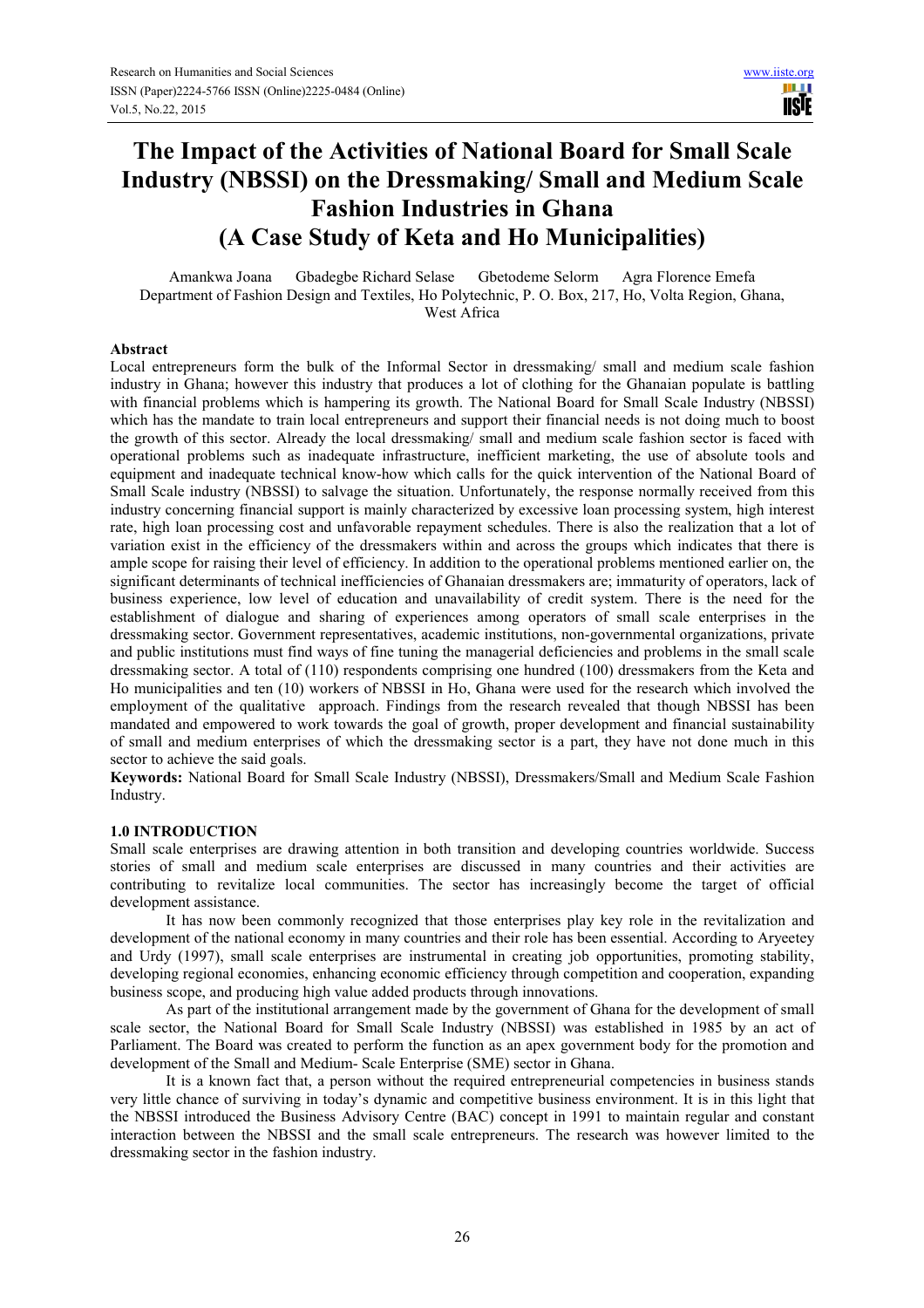# The Impact of the Activities of National Board for Small Scale Industry (NBSSI) on the Dressmaking/ Small and Medium Scale Fashion Industries in Ghana (A Case Study of Keta and Ho Municipalities)

Amankwa Joana Gbadegbe Richard Selase Gbetodeme Selorm Agra Florence Emefa

Department of Fashion Design and Textiles, Ho Polytechnic, P. O. Box, 217, Ho, Volta Region, Ghana, West Africa

## Abstract

Local entrepreneurs form the bulk of the Informal Sector in dressmaking/ small and medium scale fashion industry in Ghana; however this industry that produces a lot of clothing for the Ghanaian populate is battling with financial problems which is hampering its growth. The National Board for Small Scale Industry (NBSSI) which has the mandate to train local entrepreneurs and support their financial needs is not doing much to boost the growth of this sector. Already the local dressmaking/ small and medium scale fashion sector is faced with operational problems such as inadequate infrastructure, inefficient marketing, the use of absolute tools and equipment and inadequate technical know-how which calls for the quick intervention of the National Board of Small Scale industry (NBSSI) to salvage the situation. Unfortunately, the response normally received from this industry concerning financial support is mainly characterized by excessive loan processing system, high interest rate, high loan processing cost and unfavorable repayment schedules. There is also the realization that a lot of variation exist in the efficiency of the dressmakers within and across the groups which indicates that there is ample scope for raising their level of efficiency. In addition to the operational problems mentioned earlier on, the significant determinants of technical inefficiencies of Ghanaian dressmakers are; immaturity of operators, lack of business experience, low level of education and unavailability of credit system. There is the need for the establishment of dialogue and sharing of experiences among operators of small scale enterprises in the dressmaking sector. Government representatives, academic institutions, non-governmental organizations, private and public institutions must find ways of fine tuning the managerial deficiencies and problems in the small scale dressmaking sector. A total of (110) respondents comprising one hundred (100) dressmakers from the Keta and Ho municipalities and ten (10) workers of NBSSI in Ho, Ghana were used for the research which involved the employment of the qualitative approach. Findings from the research revealed that though NBSSI has been mandated and empowered to work towards the goal of growth, proper development and financial sustainability of small and medium enterprises of which the dressmaking sector is a part, they have not done much in this sector to achieve the said goals.

**Keywords:** National Board for Small Scale Industry (NBSSI), Dressmakers/Small and Medium Scale Fashion Industry.

## 1.0 INTRODUCTION

Small scale enterprises are drawing attention in both transition and developing countries worldwide. Success stories of small and medium scale enterprises are discussed in many countries and their activities are contributing to revitalize local communities. The sector has increasingly become the target of official development assistance.

It has now been commonly recognized that those enterprises play key role in the revitalization and development of the national economy in many countries and their role has been essential. According to Aryeetey and Urdy (1997), small scale enterprises are instrumental in creating job opportunities, promoting stability, developing regional economies, enhancing economic efficiency through competition and cooperation, expanding business scope, and producing high value added products through innovations.

As part of the institutional arrangement made by the government of Ghana for the development of small scale sector, the National Board for Small Scale Industry (NBSSI) was established in 1985 by an act of Parliament. The Board was created to perform the function as an apex government body for the promotion and development of the Small and Medium- Scale Enterprise (SME) sector in Ghana.

It is a known fact that, a person without the required entrepreneurial competencies in business stands very little chance of surviving in today's dynamic and competitive business environment. It is in this light that the NBSSI introduced the Business Advisory Centre (BAC) concept in 1991 to maintain regular and constant interaction between the NBSSI and the small scale entrepreneurs. The research was however limited to the dressmaking sector in the fashion industry.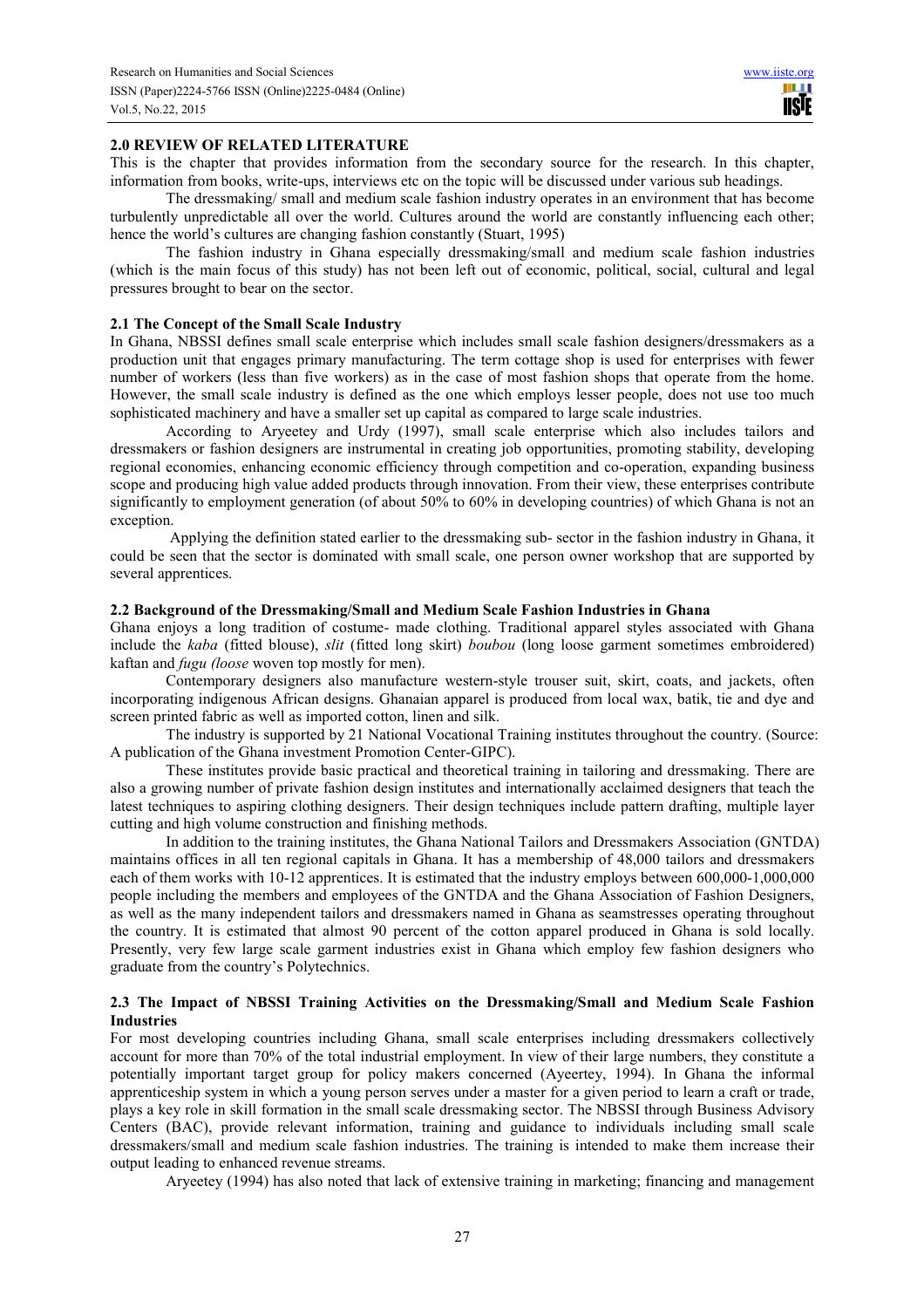## 2.0 REVIEW OF RELATED LITERATURE

This is the chapter that provides information from the secondary source for the research. In this chapter, information from books, write-ups, interviews etc on the topic will be discussed under various sub headings.

The dressmaking/ small and medium scale fashion industry operates in an environment that has become turbulently unpredictable all over the world. Cultures around the world are constantly influencing each other; hence the world's cultures are changing fashion constantly (Stuart, 1995)

The fashion industry in Ghana especially dressmaking/small and medium scale fashion industries (which is the main focus of this study) has not been left out of economic, political, social, cultural and legal pressures brought to bear on the sector.

### 2.1 The Concept of the Small Scale Industry

In Ghana, NBSSI defines small scale enterprise which includes small scale fashion designers/dressmakers as a production unit that engages primary manufacturing. The term cottage shop is used for enterprises with fewer number of workers (less than five workers) as in the case of most fashion shops that operate from the home. However, the small scale industry is defined as the one which employs lesser people, does not use too much sophisticated machinery and have a smaller set up capital as compared to large scale industries.

According to Aryeetey and Urdy (1997), small scale enterprise which also includes tailors and dressmakers or fashion designers are instrumental in creating job opportunities, promoting stability, developing regional economies, enhancing economic efficiency through competition and co-operation, expanding business scope and producing high value added products through innovation. From their view, these enterprises contribute significantly to employment generation (of about 50% to 60% in developing countries) of which Ghana is not an exception.

Applying the definition stated earlier to the dressmaking sub- sector in the fashion industry in Ghana, it could be seen that the sector is dominated with small scale, one person owner workshop that are supported by several apprentices.

### 2.2 Background of the Dressmaking/Small and Medium Scale Fashion Industries in Ghana

Ghana enjoys a long tradition of costume- made clothing. Traditional apparel styles associated with Ghana include the *kaba* (fitted blouse), *slit* (fitted long skirt) *boubou* (long loose garment sometimes embroidered) kaftan and *fugu (loose* woven top mostly for men).

Contemporary designers also manufacture western-style trouser suit, skirt, coats, and jackets, often incorporating indigenous African designs. Ghanaian apparel is produced from local wax, batik, tie and dye and screen printed fabric as well as imported cotton, linen and silk.

The industry is supported by 21 National Vocational Training institutes throughout the country. (Source: A publication of the Ghana investment Promotion Center-GIPC).

These institutes provide basic practical and theoretical training in tailoring and dressmaking. There are also a growing number of private fashion design institutes and internationally acclaimed designers that teach the latest techniques to aspiring clothing designers. Their design techniques include pattern drafting, multiple layer cutting and high volume construction and finishing methods.

In addition to the training institutes, the Ghana National Tailors and Dressmakers Association (GNTDA) maintains offices in all ten regional capitals in Ghana. It has a membership of 48,000 tailors and dressmakers each of them works with 10-12 apprentices. It is estimated that the industry employs between 600,000-1,000,000 people including the members and employees of the GNTDA and the Ghana Association of Fashion Designers, as well as the many independent tailors and dressmakers named in Ghana as seamstresses operating throughout the country. It is estimated that almost 90 percent of the cotton apparel produced in Ghana is sold locally. Presently, very few large scale garment industries exist in Ghana which employ few fashion designers who graduate from the country's Polytechnics.

### 2.3 The Impact of NBSSI Training Activities on the Dressmaking/Small and Medium Scale Fashion Industries

For most developing countries including Ghana, small scale enterprises including dressmakers collectively account for more than 70% of the total industrial employment. In view of their large numbers, they constitute a potentially important target group for policy makers concerned (Ayeertey, 1994). In Ghana the informal apprenticeship system in which a young person serves under a master for a given period to learn a craft or trade, plays a key role in skill formation in the small scale dressmaking sector. The NBSSI through Business Advisory Centers (BAC), provide relevant information, training and guidance to individuals including small scale dressmakers/small and medium scale fashion industries. The training is intended to make them increase their output leading to enhanced revenue streams.

Aryeetey (1994) has also noted that lack of extensive training in marketing; financing and management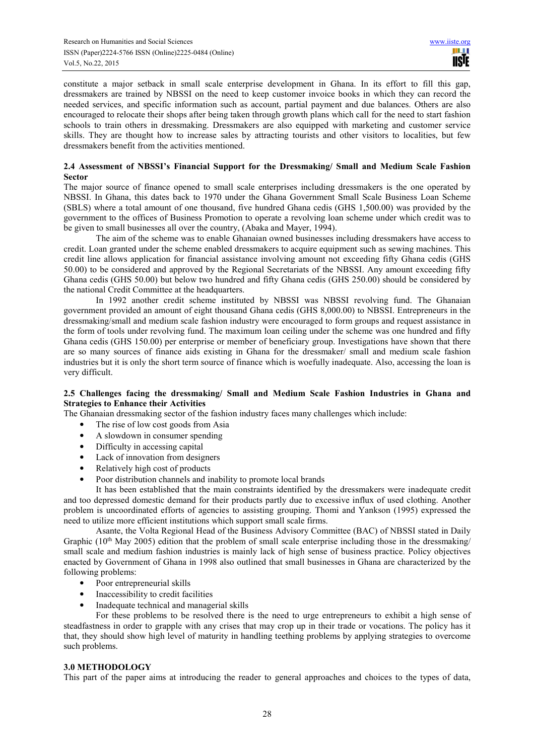constitute a major setback in small scale enterprise development in Ghana. In its effort to fill this gap, dressmakers are trained by NBSSI on the need to keep customer invoice books in which they can record the needed services, and specific information such as account, partial payment and due balances. Others are also encouraged to relocate their shops after being taken through growth plans which call for the need to start fashion schools to train others in dressmaking. Dressmakers are also equipped with marketing and customer service skills. They are thought how to increase sales by attracting tourists and other visitors to localities, but few dressmakers benefit from the activities mentioned.

### 2.4 Assessment of NBSSI's Financial Support for the Dressmaking/ Small and Medium Scale Fashion Sector

The major source of finance opened to small scale enterprises including dressmakers is the one operated by NBSSI. In Ghana, this dates back to 1970 under the Ghana Government Small Scale Business Loan Scheme (SBLS) where a total amount of one thousand, five hundred Ghana cedis (GHS 1,500.00) was provided by the government to the offices of Business Promotion to operate a revolving loan scheme under which credit was to be given to small businesses all over the country, (Abaka and Mayer, 1994).

The aim of the scheme was to enable Ghanaian owned businesses including dressmakers have access to credit. Loan granted under the scheme enabled dressmakers to acquire equipment such as sewing machines. This credit line allows application for financial assistance involving amount not exceeding fifty Ghana cedis (GHS 50.00) to be considered and approved by the Regional Secretariats of the NBSSI. Any amount exceeding fifty Ghana cedis (GHS 50.00) but below two hundred and fifty Ghana cedis (GHS 250.00) should be considered by the national Credit Committee at the headquarters.

In 1992 another credit scheme instituted by NBSSI was NBSSI revolving fund. The Ghanaian government provided an amount of eight thousand Ghana cedis (GHS 8,000.00) to NBSSI. Entrepreneurs in the dressmaking/small and medium scale fashion industry were encouraged to form groups and request assistance in the form of tools under revolving fund. The maximum loan ceiling under the scheme was one hundred and fifty Ghana cedis (GHS 150.00) per enterprise or member of beneficiary group. Investigations have shown that there are so many sources of finance aids existing in Ghana for the dressmaker/ small and medium scale fashion industries but it is only the short term source of finance which is woefully inadequate. Also, accessing the loan is very difficult.

### 2.5 Challenges facing the dressmaking/ Small and Medium Scale Fashion Industries in Ghana and Strategies to Enhance their Activities

The Ghanaian dressmaking sector of the fashion industry faces many challenges which include:

- The rise of low cost goods from Asia
- A slowdown in consumer spending
- Difficulty in accessing capital
- Lack of innovation from designers
- Relatively high cost of products
- Poor distribution channels and inability to promote local brands

It has been established that the main constraints identified by the dressmakers were inadequate credit and too depressed domestic demand for their products partly due to excessive influx of used clothing. Another problem is uncoordinated efforts of agencies to assisting grouping. Thomi and Yankson (1995) expressed the need to utilize more efficient institutions which support small scale firms.

Asante, the Volta Regional Head of the Business Advisory Committee (BAC) of NBSSI stated in Daily Graphic (10th May 2005) edition that the problem of small scale enterprise including those in the dressmaking/ small scale and medium fashion industries is mainly lack of high sense of business practice. Policy objectives enacted by Government of Ghana in 1998 also outlined that small businesses in Ghana are characterized by the following problems:

- Poor entrepreneurial skills
- Inaccessibility to credit facilities
- Inadequate technical and managerial skills

For these problems to be resolved there is the need to urge entrepreneurs to exhibit a high sense of steadfastness in order to grapple with any crises that may crop up in their trade or vocations. The policy has it that, they should show high level of maturity in handling teething problems by applying strategies to overcome such problems.

## 3.0 METHODOLOGY

This part of the paper aims at introducing the reader to general approaches and choices to the types of data,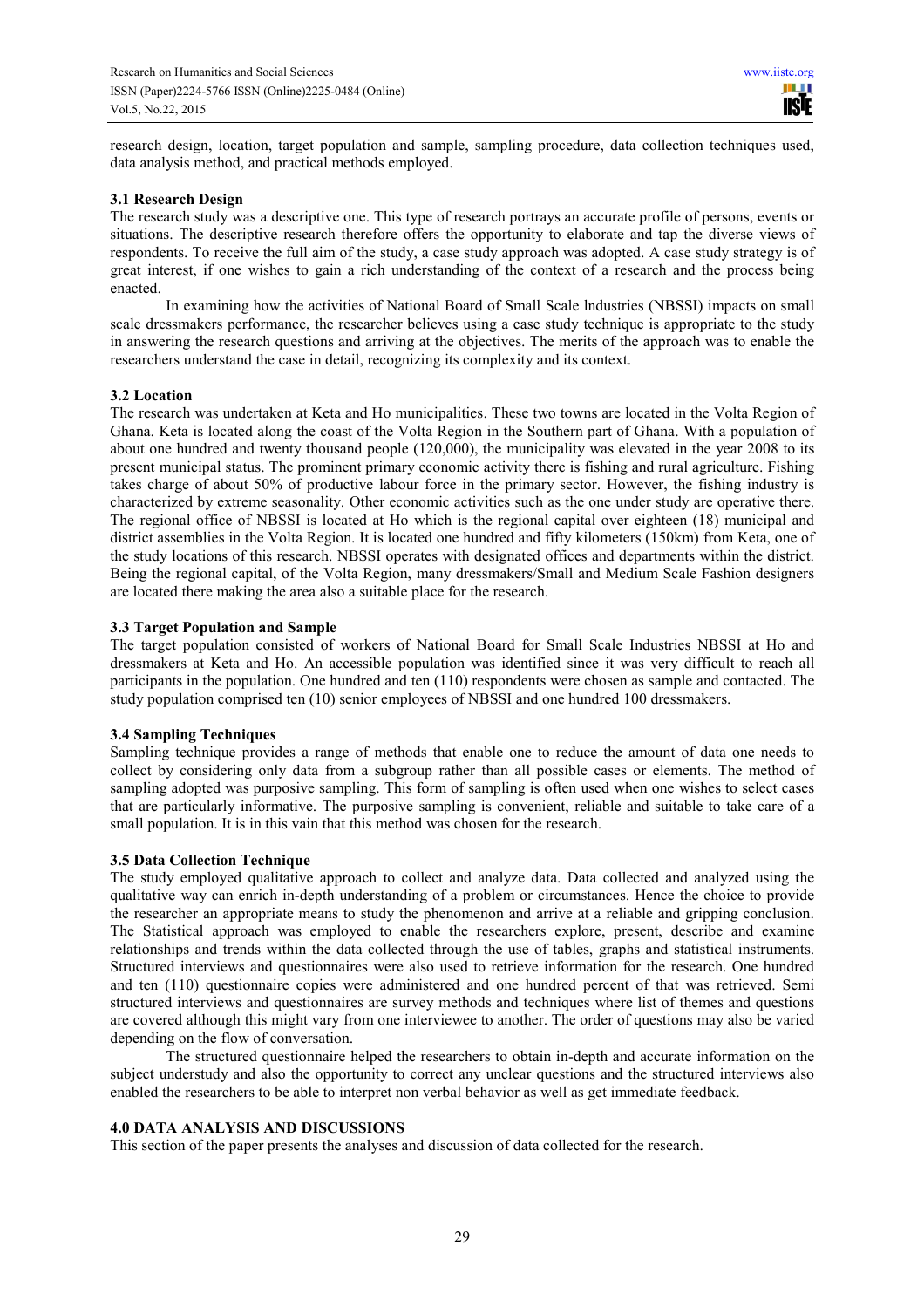research design, location, target population and sample, sampling procedure, data collection techniques used, data analysis method, and practical methods employed.

### 3.1 Research Design

The research study was a descriptive one. This type of research portrays an accurate profile of persons, events or situations. The descriptive research therefore offers the opportunity to elaborate and tap the diverse views of respondents. To receive the full aim of the study, a case study approach was adopted. A case study strategy is of great interest, if one wishes to gain a rich understanding of the context of a research and the process being enacted.

In examining how the activities of National Board of Small Scale lndustries (NBSSI) impacts on small scale dressmakers performance, the researcher believes using a case study technique is appropriate to the study in answering the research questions and arriving at the objectives. The merits of the approach was to enable the researchers understand the case in detail, recognizing its complexity and its context.

### 3.2 Location

The research was undertaken at Keta and Ho municipalities. These two towns are located in the Volta Region of Ghana. Keta is located along the coast of the Volta Region in the Southern part of Ghana. With a population of about one hundred and twenty thousand people (120,000), the municipality was elevated in the year 2008 to its present municipal status. The prominent primary economic activity there is fishing and rural agriculture. Fishing takes charge of about 50% of productive labour force in the primary sector. However, the fishing industry is characterized by extreme seasonality. Other economic activities such as the one under study are operative there. The regional office of NBSSI is located at Ho which is the regional capital over eighteen (18) municipal and district assemblies in the Volta Region. It is located one hundred and fifty kilometers (150km) from Keta, one of the study locations of this research. NBSSI operates with designated offices and departments within the district. Being the regional capital, of the Volta Region, many dressmakers/Small and Medium Scale Fashion designers are located there making the area also a suitable place for the research.

### 3.3 Target Population and Sample

The target population consisted of workers of National Board for Small Scale Industries NBSSI at Ho and dressmakers at Keta and Ho. An accessible population was identified since it was very difficult to reach all participants in the population. One hundred and ten (110) respondents were chosen as sample and contacted. The study population comprised ten (10) senior employees of NBSSI and one hundred 100 dressmakers.

### 3.4 Sampling Techniques

Sampling technique provides a range of methods that enable one to reduce the amount of data one needs to collect by considering only data from a subgroup rather than all possible cases or elements. The method of sampling adopted was purposive sampling. This form of sampling is often used when one wishes to select cases that are particularly informative. The purposive sampling is convenient, reliable and suitable to take care of a small population. It is in this vain that this method was chosen for the research.

### 3.5 Data Collection Technique

The study employed qualitative approach to collect and analyze data. Data collected and analyzed using the qualitative way can enrich in-depth understanding of a problem or circumstances. Hence the choice to provide the researcher an appropriate means to study the phenomenon and arrive at a reliable and gripping conclusion. The Statistical approach was employed to enable the researchers explore, present, describe and examine relationships and trends within the data collected through the use of tables, graphs and statistical instruments. Structured interviews and questionnaires were also used to retrieve information for the research. One hundred and ten (110) questionnaire copies were administered and one hundred percent of that was retrieved. Semi structured interviews and questionnaires are survey methods and techniques where list of themes and questions are covered although this might vary from one interviewee to another. The order of questions may also be varied depending on the flow of conversation.

The structured questionnaire helped the researchers to obtain in-depth and accurate information on the subject understudy and also the opportunity to correct any unclear questions and the structured interviews also enabled the researchers to be able to interpret non verbal behavior as well as get immediate feedback.

## 4.0 DATA ANALYSIS AND DISCUSSIONS

This section of the paper presents the analyses and discussion of data collected for the research.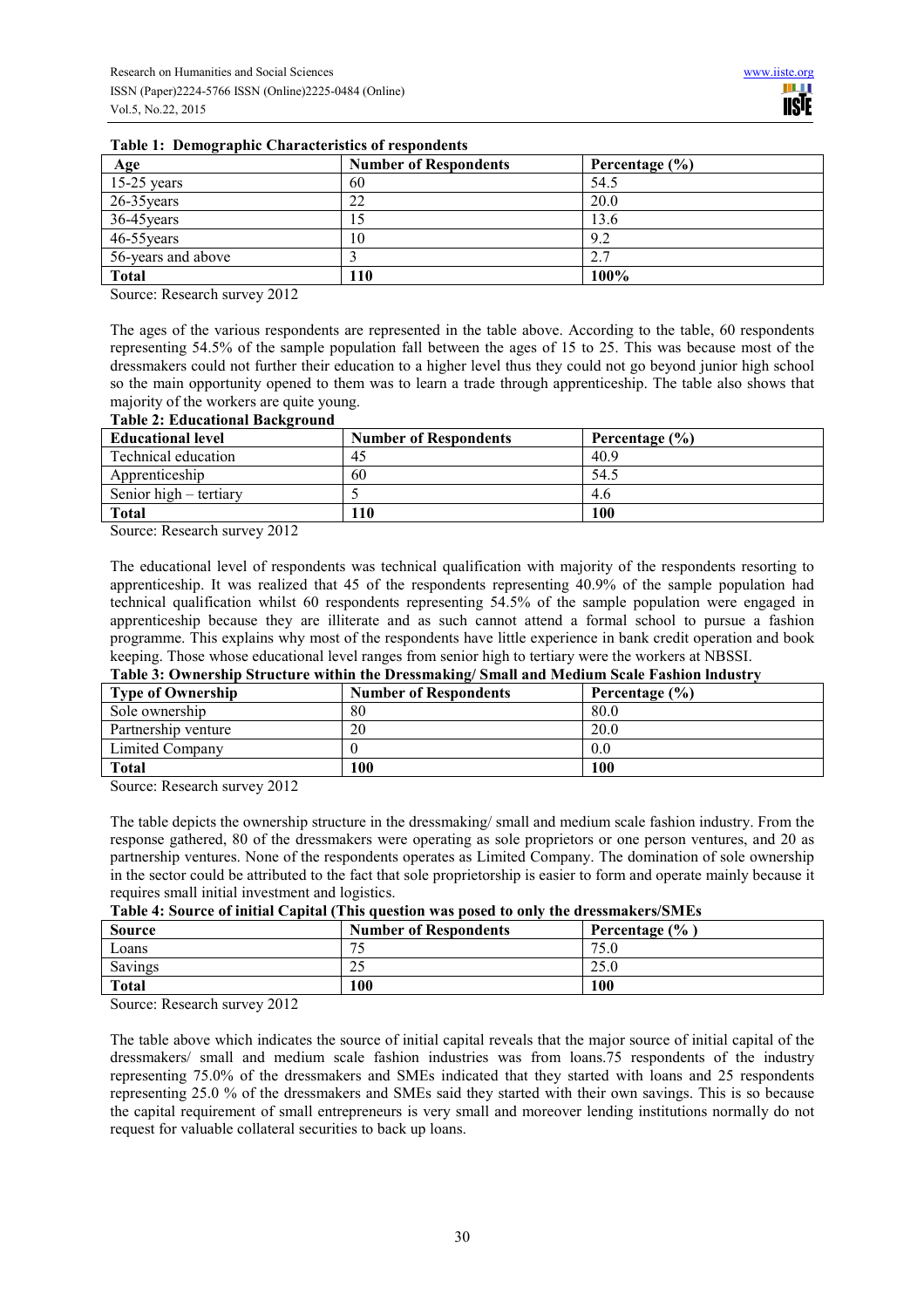**Table 1: Demographic Characteristics of respondents**

| Age | Number of Respondents | Percentage (%) |
|---|---|---|
| 15-25 years | 60 | 54.5 |
| 26-35years | 22 | 20.0 |
| 36-45years | 15 | 13.6 |
| 46-55years | 10 | 9.2 |
| 56-years and above | 3 | 2.7 |
| **Total** | **110** | **100%** |

Source: Research survey 2012

The ages of the various respondents are represented in the table above. According to the table, 60 respondents representing 54.5% of the sample population fall between the ages of 15 to 25. This was because most of the dressmakers could not further their education to a higher level thus they could not go beyond junior high school so the main opportunity opened to them was to learn a trade through apprenticeship. The table also shows that majority of the workers are quite young.

**Table 2: Educational Background**

| Educational level | Number of Respondents | Percentage (%) |
|---|---|---|
| Technical education | 45 | 40.9 |
| Apprenticeship | 60 | 54.5 |
| Senior high – tertiary | 5 | 4.6 |
| **Total** | **110** | **100** |

Source: Research survey 2012

The educational level of respondents was technical qualification with majority of the respondents resorting to apprenticeship. It was realized that 45 of the respondents representing 40.9% of the sample population had technical qualification whilst 60 respondents representing 54.5% of the sample population were engaged in apprenticeship because they are illiterate and as such cannot attend a formal school to pursue a fashion programme. This explains why most of the respondents have little experience in bank credit operation and book keeping. Those whose educational level ranges from senior high to tertiary were the workers at NBSSI.

**Table 3: Ownership Structure within the Dressmaking/ Small and Medium Scale Fashion Industry**

| Type of Ownership | Number of Respondents | Percentage (%) |
|---|---|---|
| Sole ownership | 80 | 80.0 |
| Partnership venture | 20 | 20.0 |
| Limited Company | 0 | 0.0 |
| **Total** | **100** | **100** |

Source: Research survey 2012

The table depicts the ownership structure in the dressmaking/ small and medium scale fashion industry. From the response gathered, 80 of the dressmakers were operating as sole proprietors or one person ventures, and 20 as partnership ventures. None of the respondents operates as Limited Company. The domination of sole ownership in the sector could be attributed to the fact that sole proprietorship is easier to form and operate mainly because it requires small initial investment and logistics.

**Table 4: Source of initial Capital (This question was posed to only the dressmakers/SMEs**

| Source | Number of Respondents | Percentage (% ) |
|---|---|---|
| Loans | 75 | 75.0 |
| Savings | 25 | 25.0 |
| **Total** | **100** | **100** |

Source: Research survey 2012

The table above which indicates the source of initial capital reveals that the major source of initial capital of the dressmakers/ small and medium scale fashion industries was from loans.75 respondents of the industry representing 75.0% of the dressmakers and SMEs indicated that they started with loans and 25 respondents representing 25.0 % of the dressmakers and SMEs said they started with their own savings. This is so because the capital requirement of small entrepreneurs is very small and moreover lending institutions normally do not request for valuable collateral securities to back up loans.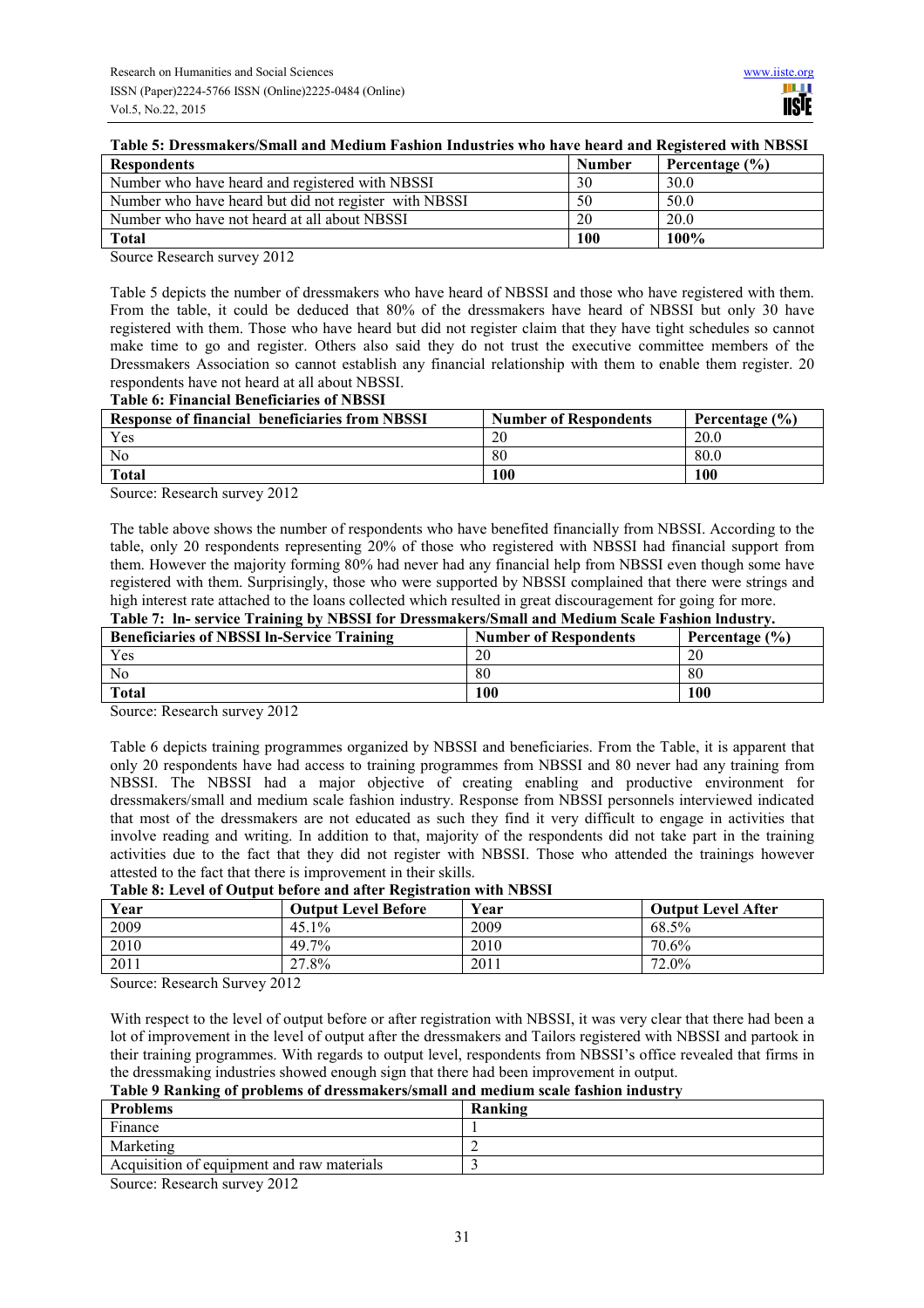**Table 5: Dressmakers/Small and Medium Fashion Industries who have heard and Registered with NBSSI**

| Respondents | Number | Percentage (%) |
|---|---|---|
| Number who have heard and registered with NBSSI | 30 | 30.0 |
| Number who have heard but did not register with NBSSI | 50 | 50.0 |
| Number who have not heard at all about NBSSI | 20 | 20.0 |
| **Total** | **100** | **100%** |

Source Research survey 2012

Table 5 depicts the number of dressmakers who have heard of NBSSI and those who have registered with them. From the table, it could be deduced that 80% of the dressmakers have heard of NBSSI but only 30 have registered with them. Those who have heard but did not register claim that they have tight schedules so cannot make time to go and register. Others also said they do not trust the executive committee members of the Dressmakers Association so cannot establish any financial relationship with them to enable them register. 20 respondents have not heard at all about NBSSI.

**Table 6: Financial Beneficiaries of NBSSI**

| Response of financial beneficiaries from NBSSI | Number of Respondents | Percentage (%) |
|---|---|---|
| Yes | 20 | 20.0 |
| No | 80 | 80.0 |
| **Total** | **100** | **100** |

Source: Research survey 2012

The table above shows the number of respondents who have benefited financially from NBSSI. According to the table, only 20 respondents representing 20% of those who registered with NBSSI had financial support from them. However the majority forming 80% had never had any financial help from NBSSI even though some have registered with them. Surprisingly, those who were supported by NBSSI complained that there were strings and high interest rate attached to the loans collected which resulted in great discouragement for going for more.

**Table 7: In- service Training by NBSSI for Dressmakers/Small and Medium Scale Fashion Industry.**

| Beneficiaries of NBSSI In-Service Training | Number of Respondents | Percentage (%) |
|---|---|---|
| Yes | 20 | 20 |
| No | 80 | 80 |
| **Total** | **100** | **100** |

Source: Research survey 2012

Table 6 depicts training programmes organized by NBSSI and beneficiaries. From the Table, it is apparent that only 20 respondents have had access to training programmes from NBSSI and 80 never had any training from NBSSI. The NBSSI had a major objective of creating enabling and productive environment for dressmakers/small and medium scale fashion industry. Response from NBSSI personnels interviewed indicated that most of the dressmakers are not educated as such they find it very difficult to engage in activities that involve reading and writing. In addition to that, majority of the respondents did not take part in the training activities due to the fact that they did not register with NBSSI. Those who attended the trainings however attested to the fact that there is improvement in their skills.

**Table 8: Level of Output before and after Registration with NBSSI**

| Year | Output Level Before | Year | Output Level After |
|---|---|---|---|
| 2009 | 45.1% | 2009 | 68.5% |
| 2010 | 49.7% | 2010 | 70.6% |
| 2011 | 27.8% | 2011 | 72.0% |

Source: Research Survey 2012

With respect to the level of output before or after registration with NBSSI, it was very clear that there had been a lot of improvement in the level of output after the dressmakers and Tailors registered with NBSSI and partook in their training programmes. With regards to output level, respondents from NBSSI's office revealed that firms in the dressmaking industries showed enough sign that there had been improvement in output.

**Table 9 Ranking of problems of dressmakers/small and medium scale fashion industry**

| Problems | Ranking |
|---|---|
| Finance | 1 |
| Marketing | 2 |
| Acquisition of equipment and raw materials | 3 |

Source: Research survey 2012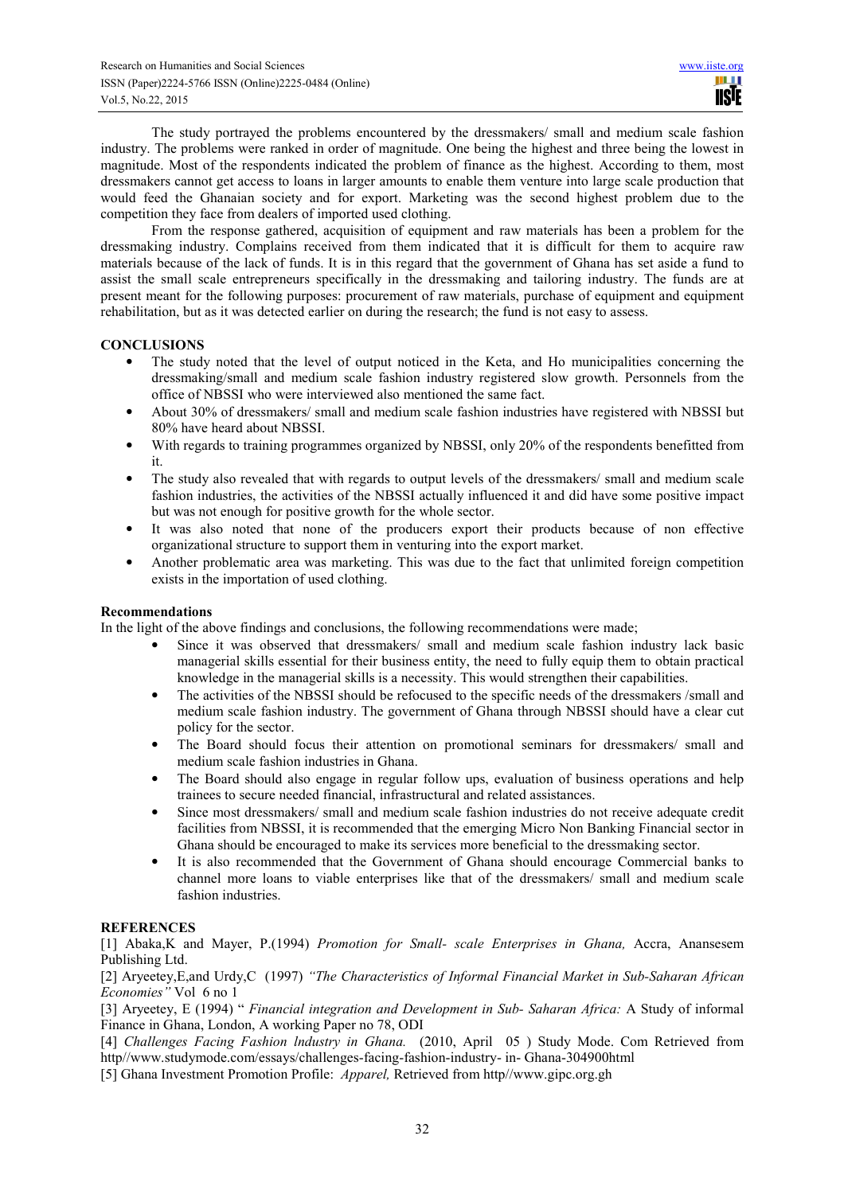The study portrayed the problems encountered by the dressmakers/ small and medium scale fashion industry. The problems were ranked in order of magnitude. One being the highest and three being the lowest in magnitude. Most of the respondents indicated the problem of finance as the highest. According to them, most dressmakers cannot get access to loans in larger amounts to enable them venture into large scale production that would feed the Ghanaian society and for export. Marketing was the second highest problem due to the competition they face from dealers of imported used clothing.

From the response gathered, acquisition of equipment and raw materials has been a problem for the dressmaking industry. Complains received from them indicated that it is difficult for them to acquire raw materials because of the lack of funds. It is in this regard that the government of Ghana has set aside a fund to assist the small scale entrepreneurs specifically in the dressmaking and tailoring industry. The funds are at present meant for the following purposes: procurement of raw materials, purchase of equipment and equipment rehabilitation, but as it was detected earlier on during the research; the fund is not easy to assess.

## CONCLUSIONS

- The study noted that the level of output noticed in the Keta, and Ho municipalities concerning the dressmaking/small and medium scale fashion industry registered slow growth. Personnels from the office of NBSSI who were interviewed also mentioned the same fact.
- About 30% of dressmakers/ small and medium scale fashion industries have registered with NBSSI but 80% have heard about NBSSI.
- With regards to training programmes organized by NBSSI, only 20% of the respondents benefitted from it.
- The study also revealed that with regards to output levels of the dressmakers/ small and medium scale fashion industries, the activities of the NBSSI actually influenced it and did have some positive impact but was not enough for positive growth for the whole sector.
- It was also noted that none of the producers export their products because of non effective organizational structure to support them in venturing into the export market.
- Another problematic area was marketing. This was due to the fact that unlimited foreign competition exists in the importation of used clothing.

### Recommendations

In the light of the above findings and conclusions, the following recommendations were made;

- Since it was observed that dressmakers/ small and medium scale fashion industry lack basic managerial skills essential for their business entity, the need to fully equip them to obtain practical knowledge in the managerial skills is a necessity. This would strengthen their capabilities.
- The activities of the NBSSI should be refocused to the specific needs of the dressmakers /small and medium scale fashion industry. The government of Ghana through NBSSI should have a clear cut policy for the sector.
- The Board should focus their attention on promotional seminars for dressmakers/ small and medium scale fashion industries in Ghana.
- The Board should also engage in regular follow ups, evaluation of business operations and help trainees to secure needed financial, infrastructural and related assistances.
- Since most dressmakers/ small and medium scale fashion industries do not receive adequate credit facilities from NBSSI, it is recommended that the emerging Micro Non Banking Financial sector in Ghana should be encouraged to make its services more beneficial to the dressmaking sector.
- It is also recommended that the Government of Ghana should encourage Commercial banks to channel more loans to viable enterprises like that of the dressmakers/ small and medium scale fashion industries.

## REFERENCES

[1] Abaka,K and Mayer, P.(1994) *Promotion for Small- scale Enterprises in Ghana,* Accra, Anansesem Publishing Ltd.

[2] Aryeetey,E,and Urdy,C (1997) *"The Characteristics of Informal Financial Market in Sub-Saharan African Economies"* Vol 6 no 1

[3] Aryeetey, E (1994) " *Financial integration and Development in Sub- Saharan Africa:* A Study of informal Finance in Ghana, London, A working Paper no 78, ODI

[4] *Challenges Facing Fashion lndustry in Ghana.* (2010, April 05 ) Study Mode. Com Retrieved from http//www.studymode.com/essays/challenges-facing-fashion-industry- in- Ghana-304900html

[5] Ghana Investment Promotion Profile: *Apparel,* Retrieved from http//www.gipc.org.gh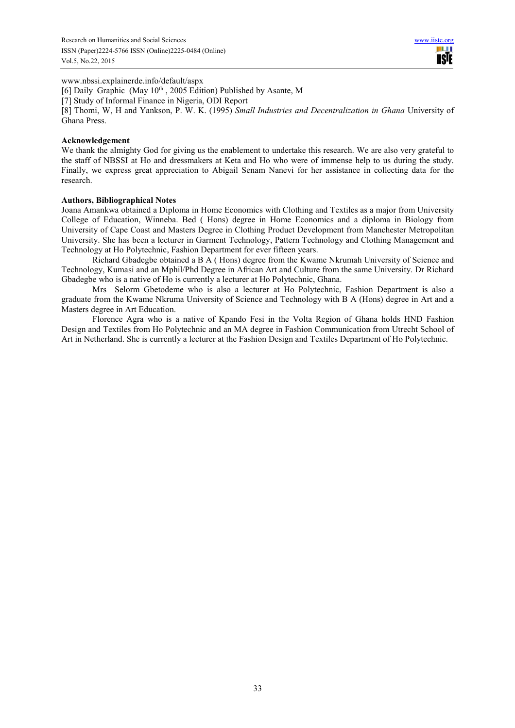www.nbssi.explainerde.info/default/aspx

[6] Daily Graphic (May 10th , 2005 Edition) Published by Asante, M

[7] Study of Informal Finance in Nigeria, ODI Report

[8] Thomi, W, H and Yankson, P. W. K. (1995) *Small Industries and Decentralization in Ghana* University of Ghana Press.

**Acknowledgement**

We thank the almighty God for giving us the enablement to undertake this research. We are also very grateful to the staff of NBSSI at Ho and dressmakers at Keta and Ho who were of immense help to us during the study. Finally, we express great appreciation to Abigail Senam Nanevi for her assistance in collecting data for the research.

**Authors, Bibliographical Notes**

Joana Amankwa obtained a Diploma in Home Economics with Clothing and Textiles as a major from University College of Education, Winneba. Bed ( Hons) degree in Home Economics and a diploma in Biology from University of Cape Coast and Masters Degree in Clothing Product Development from Manchester Metropolitan University. She has been a lecturer in Garment Technology, Pattern Technology and Clothing Management and Technology at Ho Polytechnic, Fashion Department for ever fifteen years.

Richard Gbadegbe obtained a B A ( Hons) degree from the Kwame Nkrumah University of Science and Technology, Kumasi and an Mphil/Phd Degree in African Art and Culture from the same University. Dr Richard Gbadegbe who is a native of Ho is currently a lecturer at Ho Polytechnic, Ghana.

Mrs Selorm Gbetodeme who is also a lecturer at Ho Polytechnic, Fashion Department is also a graduate from the Kwame Nkruma University of Science and Technology with B A (Hons) degree in Art and a Masters degree in Art Education.

Florence Agra who is a native of Kpando Fesi in the Volta Region of Ghana holds HND Fashion Design and Textiles from Ho Polytechnic and an MA degree in Fashion Communication from Utrecht School of Art in Netherland. She is currently a lecturer at the Fashion Design and Textiles Department of Ho Polytechnic.